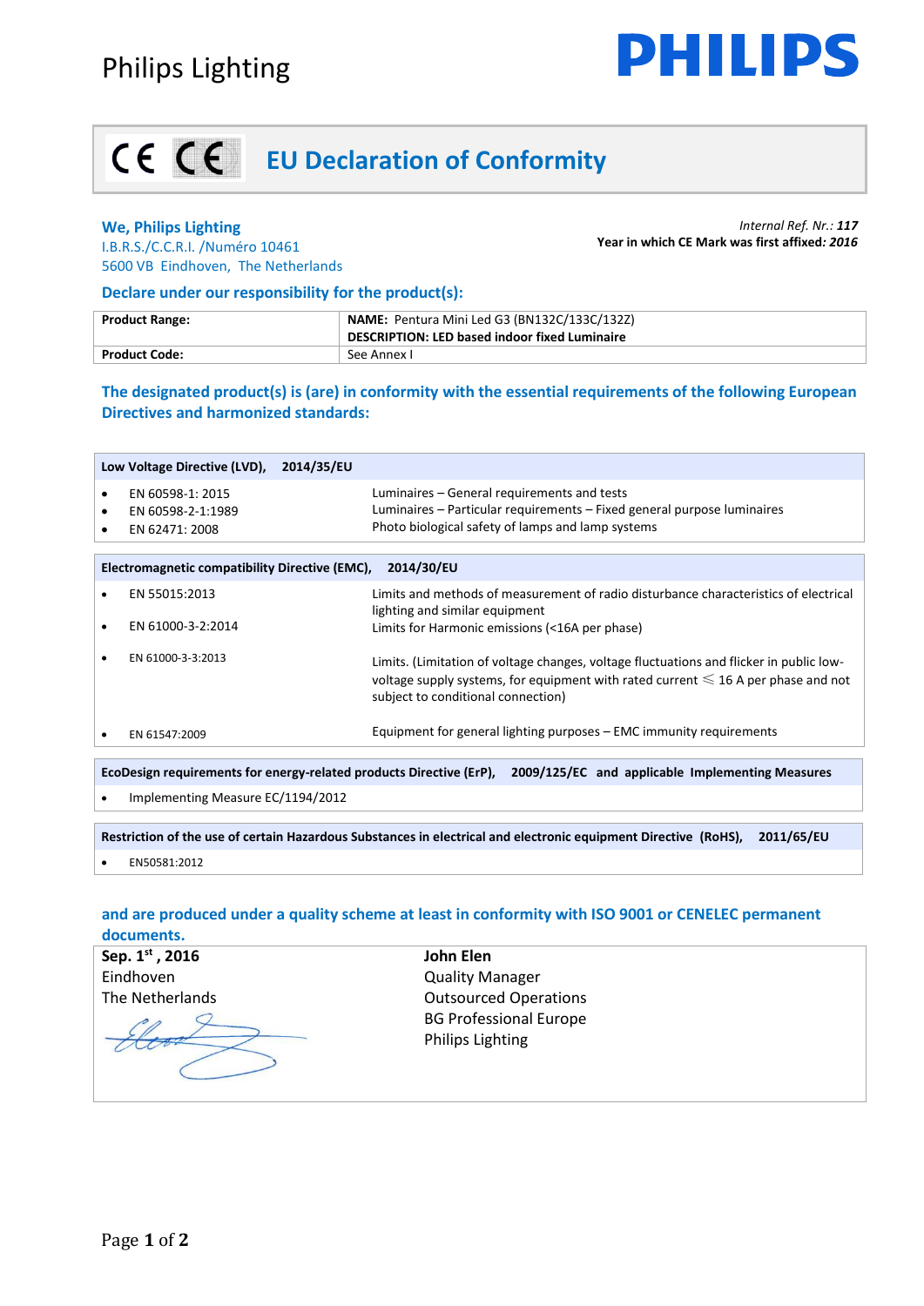Philips Lighting

PHILIPS

# EU Declaration of Conformity

**We, Philips Lighting**
I.B.R.S./C.C.R.I. /Numéro 10461
5600 VB Eindhoven, The Netherlands

*Internal Ref. Nr.: **117***
**Year in which CE Mark was first affixed: *2016***

**Declare under our responsibility for the product(s):**

| | |
|---|---|
| **Product Range:** | **NAME:** Pentura Mini Led G3 (BN132C/133C/132Z)<br>**DESCRIPTION: LED based indoor fixed Luminaire** |
| **Product Code:** | See Annex I |

**The designated product(s) is (are) in conformity with the essential requirements of the following European Directives and harmonized standards:**

**Low Voltage Directive (LVD), 2014/35/EU**

| | |
|---|---|
| • EN 60598-1: 2015 | Luminaires – General requirements and tests |
| • EN 60598-2-1:1989 | Luminaires – Particular requirements – Fixed general purpose luminaires |
| • EN 62471: 2008 | Photo biological safety of lamps and lamp systems |

**Electromagnetic compatibility Directive (EMC), 2014/30/EU**

| | |
|---|---|
| • EN 55015:2013 | Limits and methods of measurement of radio disturbance characteristics of electrical lighting and similar equipment |
| • EN 61000-3-2:2014 | Limits for Harmonic emissions (<16A per phase) |
| • EN 61000-3-3:2013 | Limits. (Limitation of voltage changes, voltage fluctuations and flicker in public low-voltage supply systems, for equipment with rated current ≤ 16 A per phase and not subject to conditional connection) |
| • EN 61547:2009 | Equipment for general lighting purposes – EMC immunity requirements |

**EcoDesign requirements for energy-related products Directive (ErP), 2009/125/EC and applicable Implementing Measures**

- Implementing Measure EC/1194/2012

**Restriction of the use of certain Hazardous Substances in electrical and electronic equipment Directive (RoHS), 2011/65/EU**

- EN50581:2012

**and are produced under a quality scheme at least in conformity with ISO 9001 or CENELEC permanent documents.**

| | |
|---|---|
| **Sep. 1st , 2016**<br>Eindhoven<br>The Netherlands | **John Elen**<br>Quality Manager<br>Outsourced Operations<br>BG Professional Europe<br>Philips Lighting |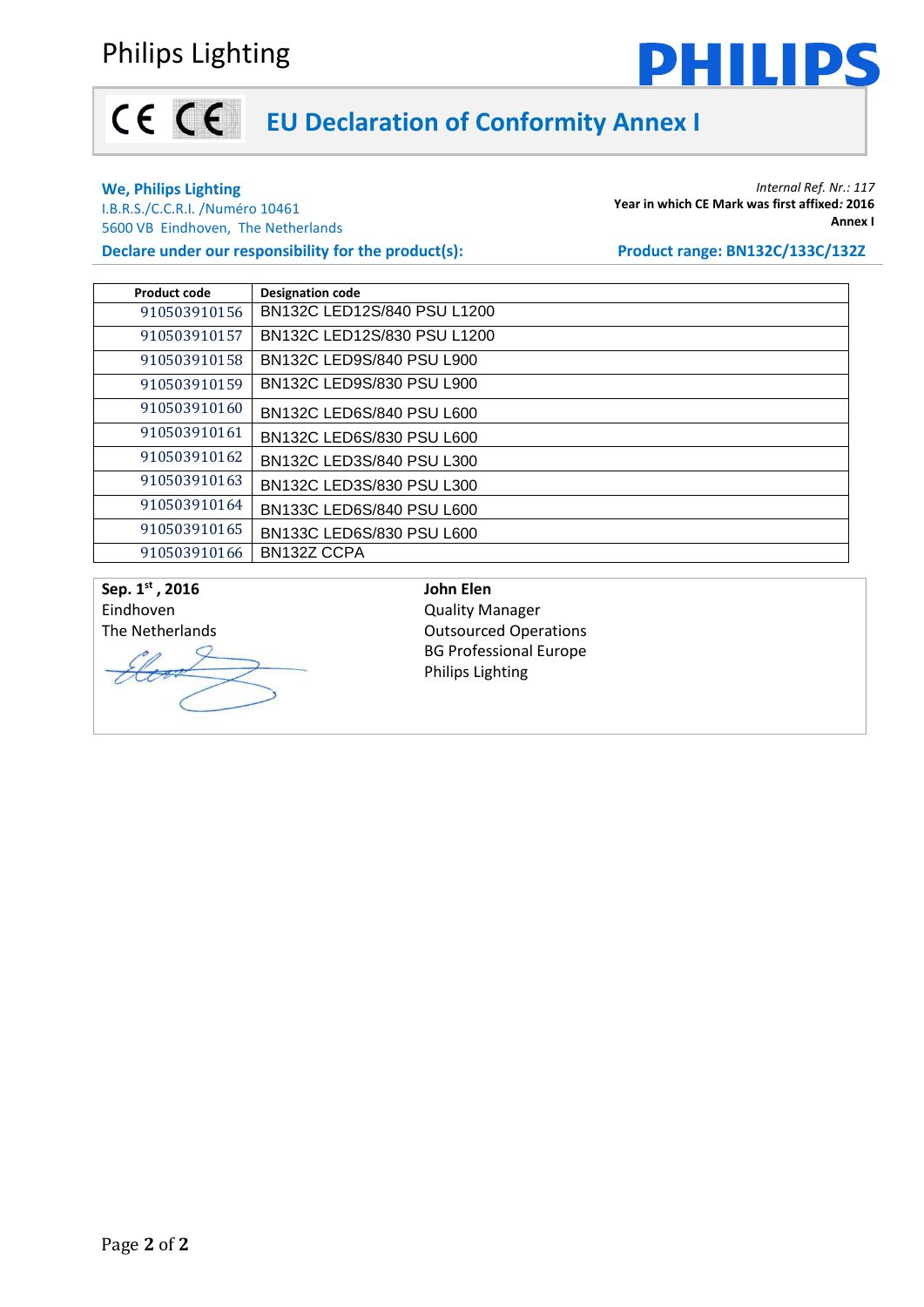Philips Lighting

PHILIPS

# EU Declaration of Conformity Annex I

**We, Philips Lighting**
I.B.R.S./C.C.R.I. /Numéro 10461
5600 VB Eindhoven, The Netherlands

*Internal Ref. Nr.: 117*
**Year in which CE Mark was first affixed: 2016**
**Annex I**

**Declare under our responsibility for the product(s):**

**Product range: BN132C/133C/132Z**

| Product code | Designation code |
|---|---|
| 910503910156 | BN132C LED12S/840 PSU L1200 |
| 910503910157 | BN132C LED12S/830 PSU L1200 |
| 910503910158 | BN132C LED9S/840 PSU L900 |
| 910503910159 | BN132C LED9S/830 PSU L900 |
| 910503910160 | BN132C LED6S/840 PSU L600 |
| 910503910161 | BN132C LED6S/830 PSU L600 |
| 910503910162 | BN132C LED3S/840 PSU L300 |
| 910503910163 | BN132C LED3S/830 PSU L300 |
| 910503910164 | BN133C LED6S/840 PSU L600 |
| 910503910165 | BN133C LED6S/830 PSU L600 |
| 910503910166 | BN132Z CCPA |

**Sep. 1st , 2016**
Eindhoven
The Netherlands

**John Elen**
Quality Manager
Outsourced Operations
BG Professional Europe
Philips Lighting